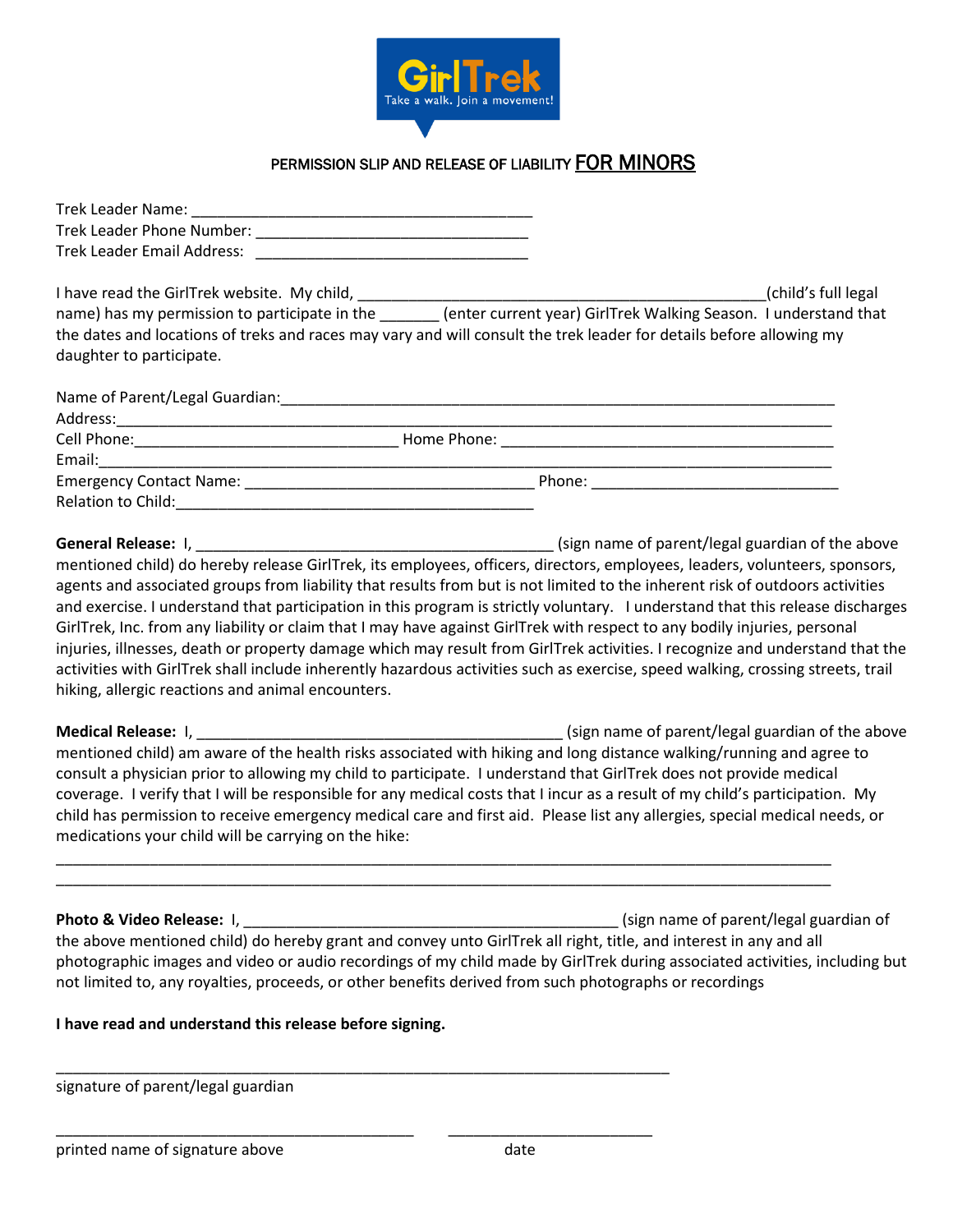GirlTrek
Take a walk. Join a movement!

## PERMISSION SLIP AND RELEASE OF LIABILITY FOR MINORS

Trek Leader Name: ________________________________________
Trek Leader Phone Number: ________________________________
Trek Leader Email Address: ________________________________

I have read the GirlTrek website. My child, __________________________________________________(child's full legal name) has my permission to participate in the _______ (enter current year) GirlTrek Walking Season. I understand that the dates and locations of treks and races may vary and will consult the trek leader for details before allowing my daughter to participate.

Name of Parent/Legal Guardian:____________________________________________________________________
Address:_________________________________________________________________________________
Cell Phone:_______________________________ Home Phone: ________________________________________
Email:___________________________________________________________________________________
Emergency Contact Name: __________________________________ Phone: _____________________________
Relation to Child:__________________________________________

**General Release:** I, __________________________________________ (sign name of parent/legal guardian of the above mentioned child) do hereby release GirlTrek, its employees, officers, directors, employees, leaders, volunteers, sponsors, agents and associated groups from liability that results from but is not limited to the inherent risk of outdoors activities and exercise. I understand that participation in this program is strictly voluntary. I understand that this release discharges GirlTrek, Inc. from any liability or claim that I may have against GirlTrek with respect to any bodily injuries, personal injuries, illnesses, death or property damage which may result from GirlTrek activities. I recognize and understand that the activities with GirlTrek shall include inherently hazardous activities such as exercise, speed walking, crossing streets, trail hiking, allergic reactions and animal encounters.

**Medical Release:** I, ____________________________________________ (sign name of parent/legal guardian of the above mentioned child) am aware of the health risks associated with hiking and long distance walking/running and agree to consult a physician prior to allowing my child to participate. I understand that GirlTrek does not provide medical coverage. I verify that I will be responsible for any medical costs that I incur as a result of my child's participation. My child has permission to receive emergency medical care and first aid. Please list any allergies, special medical needs, or medications your child will be carrying on the hike:

_________________________________________________________________________________________
_________________________________________________________________________________________

**Photo & Video Release:** I, ____________________________________________ (sign name of parent/legal guardian of the above mentioned child) do hereby grant and convey unto GirlTrek all right, title, and interest in any and all photographic images and video or audio recordings of my child made by GirlTrek during associated activities, including but not limited to, any royalties, proceeds, or other benefits derived from such photographs or recordings

**I have read and understand this release before signing.**

__________________________________________________________________________
signature of parent/legal guardian

___________________________________________ ________________________
printed name of signature above date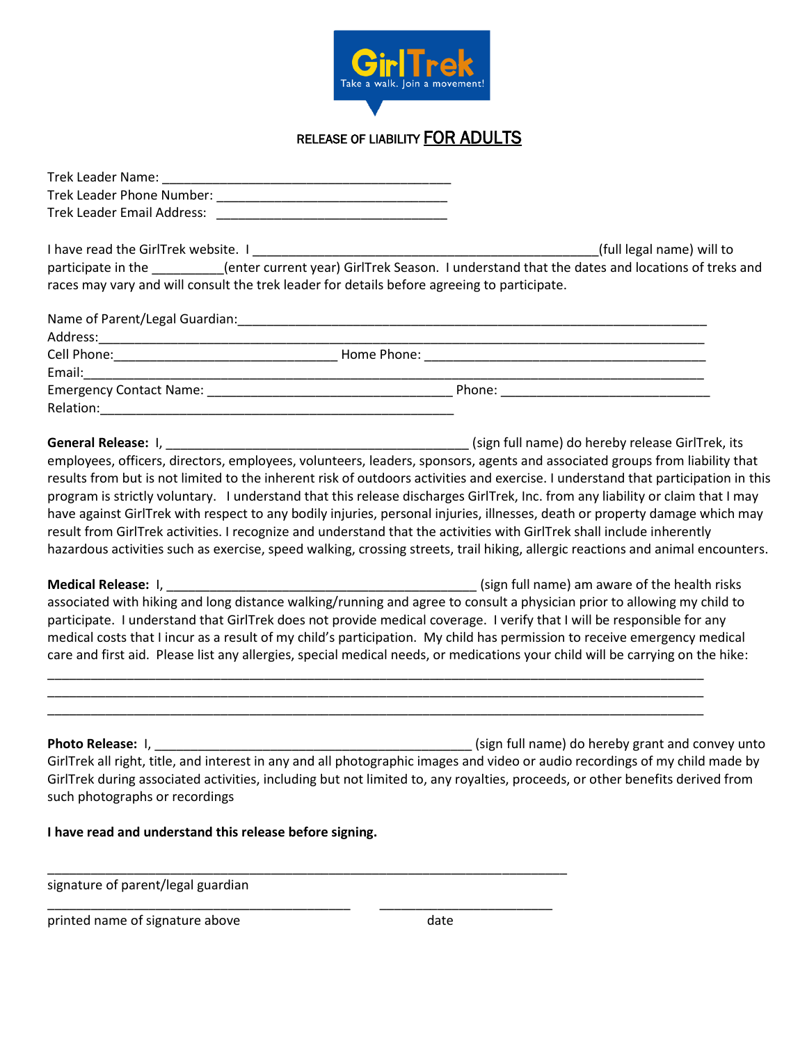GirlTrek
Take a walk. Join a movement!

RELEASE OF LIABILITY FOR ADULTS

Trek Leader Name: _______________________________________
Trek Leader Phone Number: ______________________________
Trek Leader Email Address: ______________________________

I have read the GirlTrek website. I _______________________________________________(full legal name) will to participate in the __________(enter current year) GirlTrek Season. I understand that the dates and locations of treks and races may vary and will consult the trek leader for details before agreeing to participate.

Name of Parent/Legal Guardian:_________________________________________________________________
Address:______________________________________________________________________________
Cell Phone:______________________________ Home Phone: _______________________________________
Email:________________________________________________________________________________
Emergency Contact Name: _________________________________ Phone: _____________________________
Relation:_______________________________________________

**General Release:** I, __________________________________________ (sign full name) do hereby release GirlTrek, its employees, officers, directors, employees, volunteers, leaders, sponsors, agents and associated groups from liability that results from but is not limited to the inherent risk of outdoors activities and exercise. I understand that participation in this program is strictly voluntary. I understand that this release discharges GirlTrek, Inc. from any liability or claim that I may have against GirlTrek with respect to any bodily injuries, personal injuries, illnesses, death or property damage which may result from GirlTrek activities. I recognize and understand that the activities with GirlTrek shall include inherently hazardous activities such as exercise, speed walking, crossing streets, trail hiking, allergic reactions and animal encounters.

**Medical Release:** I, ___________________________________________ (sign full name) am aware of the health risks associated with hiking and long distance walking/running and agree to consult a physician prior to allowing my child to participate. I understand that GirlTrek does not provide medical coverage. I verify that I will be responsible for any medical costs that I incur as a result of my child's participation. My child has permission to receive emergency medical care and first aid. Please list any allergies, special medical needs, or medications your child will be carrying on the hike:

______________________________________________________________________________________
______________________________________________________________________________________
______________________________________________________________________________________

**Photo Release:** I, ____________________________________________ (sign full name) do hereby grant and convey unto GirlTrek all right, title, and interest in any and all photographic images and video or audio recordings of my child made by GirlTrek during associated activities, including but not limited to, any royalties, proceeds, or other benefits derived from such photographs or recordings

**I have read and understand this release before signing.**

_________________________________________________________________________
signature of parent/legal guardian

__________________________________________ ________________________
printed name of signature above date